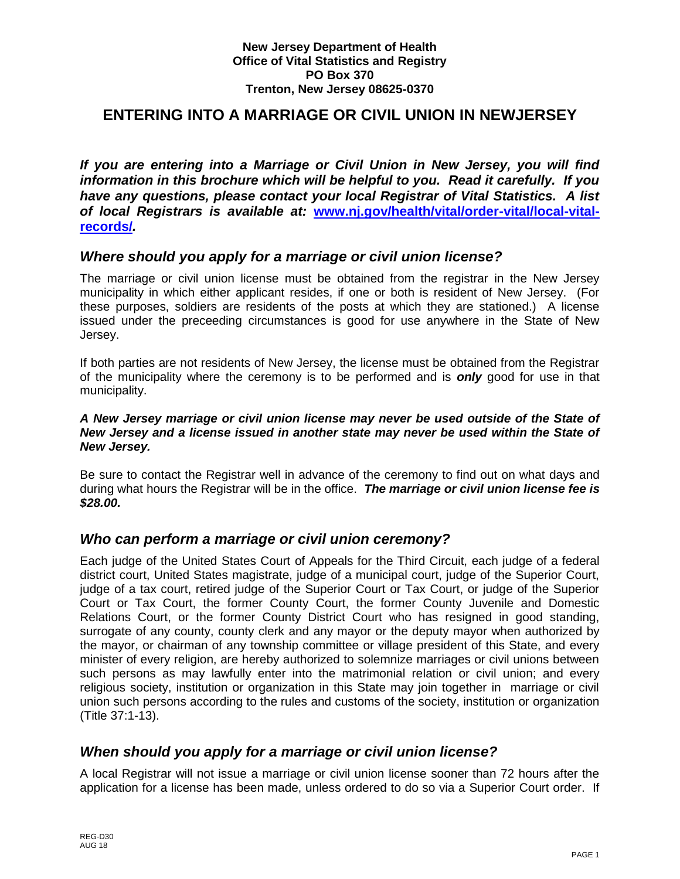**New Jersey Department of Health**
**Office of Vital Statistics and Registry**
**PO Box 370**
**Trenton, New Jersey 08625-0370**

# ENTERING INTO A MARRIAGE OR CIVIL UNION IN NEWJERSEY

***If you are entering into a Marriage or Civil Union in New Jersey, you will find information in this brochure which will be helpful to you. Read it carefully. If you have any questions, please contact your local Registrar of Vital Statistics. A list of local Registrars is available at: [www.nj.gov/health/vital/order-vital/local-vital-records/](www.nj.gov/health/vital/order-vital/local-vital-records/).***

## *Where should you apply for a marriage or civil union license?*

The marriage or civil union license must be obtained from the registrar in the New Jersey municipality in which either applicant resides, if one or both is resident of New Jersey. (For these purposes, soldiers are residents of the posts at which they are stationed.) A license issued under the preceeding circumstances is good for use anywhere in the State of New Jersey.

If both parties are not residents of New Jersey, the license must be obtained from the Registrar of the municipality where the ceremony is to be performed and is ***only*** good for use in that municipality.

***A New Jersey marriage or civil union license may never be used outside of the State of New Jersey and a license issued in another state may never be used within the State of New Jersey.***

Be sure to contact the Registrar well in advance of the ceremony to find out on what days and during what hours the Registrar will be in the office. ***The marriage or civil union license fee is $28.00.***

## *Who can perform a marriage or civil union ceremony?*

Each judge of the United States Court of Appeals for the Third Circuit, each judge of a federal district court, United States magistrate, judge of a municipal court, judge of the Superior Court, judge of a tax court, retired judge of the Superior Court or Tax Court, or judge of the Superior Court or Tax Court, the former County Court, the former County Juvenile and Domestic Relations Court, or the former County District Court who has resigned in good standing, surrogate of any county, county clerk and any mayor or the deputy mayor when authorized by the mayor, or chairman of any township committee or village president of this State, and every minister of every religion, are hereby authorized to solemnize marriages or civil unions between such persons as may lawfully enter into the matrimonial relation or civil union; and every religious society, institution or organization in this State may join together in marriage or civil union such persons according to the rules and customs of the society, institution or organization (Title 37:1-13).

## *When should you apply for a marriage or civil union license?*

A local Registrar will not issue a marriage or civil union license sooner than 72 hours after the application for a license has been made, unless ordered to do so via a Superior Court order. If

REG-D30
AUG 18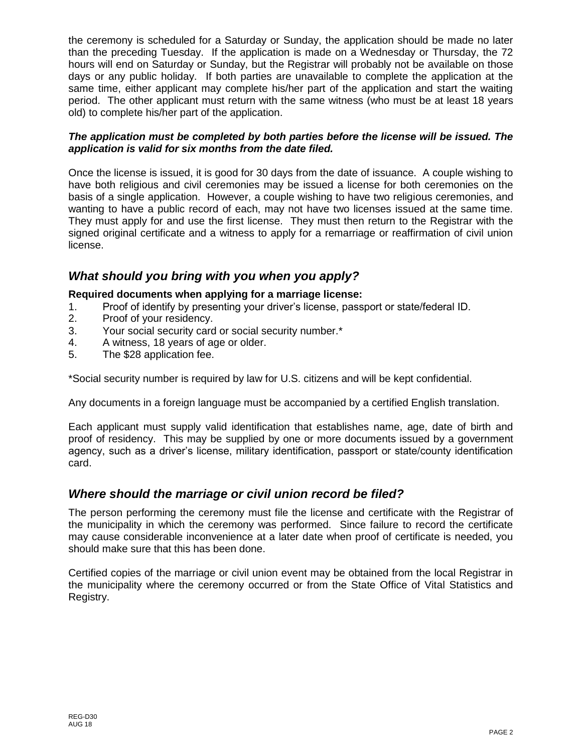the ceremony is scheduled for a Saturday or Sunday, the application should be made no later than the preceding Tuesday. If the application is made on a Wednesday or Thursday, the 72 hours will end on Saturday or Sunday, but the Registrar will probably not be available on those days or any public holiday. If both parties are unavailable to complete the application at the same time, either applicant may complete his/her part of the application and start the waiting period. The other applicant must return with the same witness (who must be at least 18 years old) to complete his/her part of the application.

***The application must be completed by both parties before the license will be issued. The application is valid for six months from the date filed.***

Once the license is issued, it is good for 30 days from the date of issuance. A couple wishing to have both religious and civil ceremonies may be issued a license for both ceremonies on the basis of a single application. However, a couple wishing to have two religious ceremonies, and wanting to have a public record of each, may not have two licenses issued at the same time. They must apply for and use the first license. They must then return to the Registrar with the signed original certificate and a witness to apply for a remarriage or reaffirmation of civil union license.

## *What should you bring with you when you apply?*

**Required documents when applying for a marriage license:**

1. Proof of identify by presenting your driver's license, passport or state/federal ID.
2. Proof of your residency.
3. Your social security card or social security number.*
4. A witness, 18 years of age or older.
5. The $28 application fee.

*Social security number is required by law for U.S. citizens and will be kept confidential.

Any documents in a foreign language must be accompanied by a certified English translation.

Each applicant must supply valid identification that establishes name, age, date of birth and proof of residency. This may be supplied by one or more documents issued by a government agency, such as a driver's license, military identification, passport or state/county identification card.

## *Where should the marriage or civil union record be filed?*

The person performing the ceremony must file the license and certificate with the Registrar of the municipality in which the ceremony was performed. Since failure to record the certificate may cause considerable inconvenience at a later date when proof of certificate is needed, you should make sure that this has been done.

Certified copies of the marriage or civil union event may be obtained from the local Registrar in the municipality where the ceremony occurred or from the State Office of Vital Statistics and Registry.

REG-D30
AUG 18